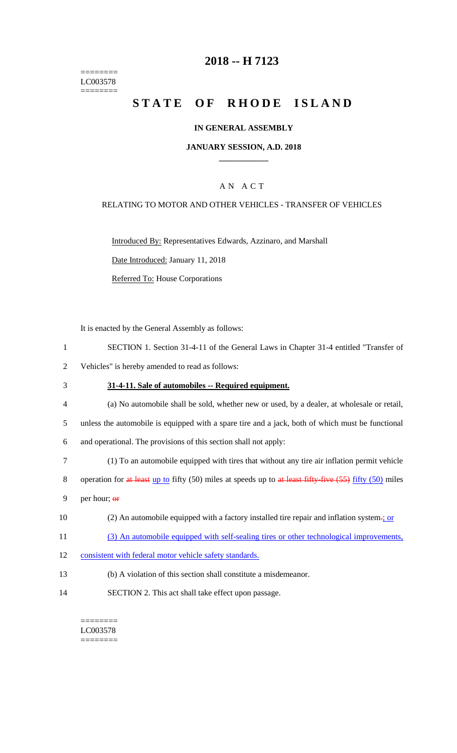========
LC003578
========

# 2018 -- H 7123

# STATE OF RHODE ISLAND

**IN GENERAL ASSEMBLY**

**JANUARY SESSION, A.D. 2018**

AN ACT

RELATING TO MOTOR AND OTHER VEHICLES - TRANSFER OF VEHICLES

Introduced By: Representatives Edwards, Azzinaro, and Marshall

Date Introduced: January 11, 2018

Referred To: House Corporations

It is enacted by the General Assembly as follows:

1 SECTION 1. Section 31-4-11 of the General Laws in Chapter 31-4 entitled "Transfer of
2 Vehicles" is hereby amended to read as follows:

3 **31-4-11. Sale of automobiles -- Required equipment.**

4 (a) No automobile shall be sold, whether new or used, by a dealer, at wholesale or retail,
5 unless the automobile is equipped with a spare tire and a jack, both of which must be functional
6 and operational. The provisions of this section shall not apply:

7 (1) To an automobile equipped with tires that without any tire air inflation permit vehicle
8 operation for ~~at least~~ up to fifty (50) miles at speeds up to ~~at least fifty-five (55)~~ fifty (50) miles
9 per hour; ~~or~~

10 (2) An automobile equipped with a factory installed tire repair and inflation system~~.~~; or

11 (3) An automobile equipped with self-sealing tires or other technological improvements,
12 consistent with federal motor vehicle safety standards.

13 (b) A violation of this section shall constitute a misdemeanor.

14 SECTION 2. This act shall take effect upon passage.

========
LC003578
========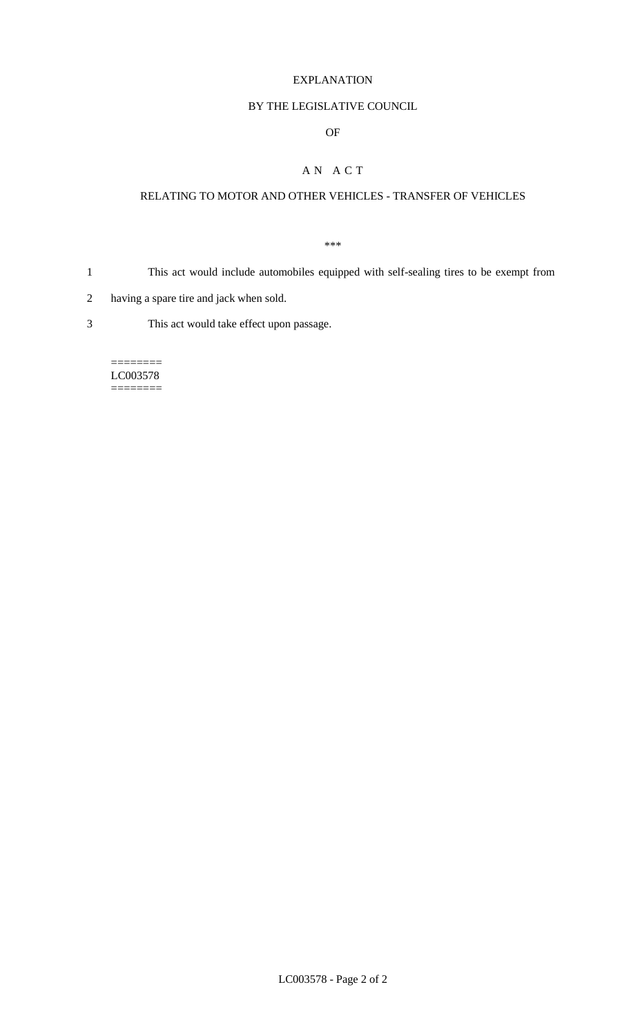EXPLANATION

BY THE LEGISLATIVE COUNCIL

OF

A N A C T

RELATING TO MOTOR AND OTHER VEHICLES - TRANSFER OF VEHICLES

\*\*\*

1 This act would include automobiles equipped with self-sealing tires to be exempt from

2 having a spare tire and jack when sold.

3 This act would take effect upon passage.

========
LC003578
========